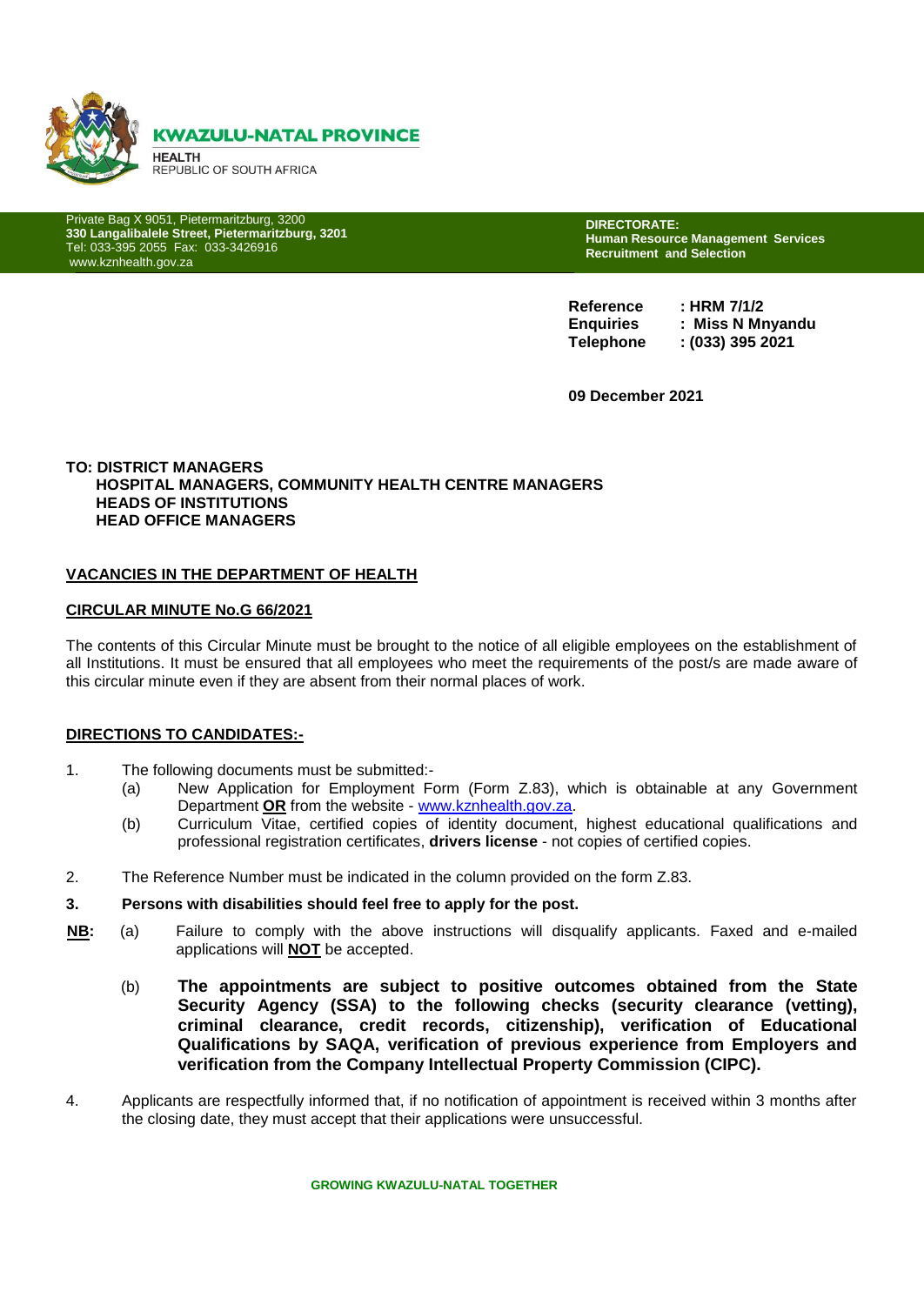**KWAZULU-NATAL PROVINCE**

HEALTH
REPUBLIC OF SOUTH AFRICA

Private Bag X 9051, Pietermaritzburg, 3200
**330 Langalibalele Street, Pietermaritzburg, 3201**
Tel: 033-395 2055 Fax: 033-3426916
www.kznhealth.gov.za

**DIRECTORATE:**
**Human Resource Management Services**
**Recruitment and Selection**

**Reference** : **HRM 7/1/2**
**Enquiries** : **Miss N Mnyandu**
**Telephone** : **(033) 395 2021**

**09 December 2021**

**TO: DISTRICT MANAGERS**
**HOSPITAL MANAGERS, COMMUNITY HEALTH CENTRE MANAGERS**
**HEADS OF INSTITUTIONS**
**HEAD OFFICE MANAGERS**

**VACANCIES IN THE DEPARTMENT OF HEALTH**

**CIRCULAR MINUTE No.G 66/2021**

The contents of this Circular Minute must be brought to the notice of all eligible employees on the establishment of all Institutions. It must be ensured that all employees who meet the requirements of the post/s are made aware of this circular minute even if they are absent from their normal places of work.

**DIRECTIONS TO CANDIDATES:-**

1. The following documents must be submitted:-
   - (a) New Application for Employment Form (Form Z.83), which is obtainable at any Government Department **OR** from the website - www.kznhealth.gov.za.
   - (b) Curriculum Vitae, certified copies of identity document, highest educational qualifications and professional registration certificates, **drivers license** - not copies of certified copies.
2. The Reference Number must be indicated in the column provided on the form Z.83.
3. **Persons with disabilities should feel free to apply for the post.**

**NB:**
- (a) Failure to comply with the above instructions will disqualify applicants. Faxed and e-mailed applications will **NOT** be accepted.
- (b) **The appointments are subject to positive outcomes obtained from the State Security Agency (SSA) to the following checks (security clearance (vetting), criminal clearance, credit records, citizenship), verification of Educational Qualifications by SAQA, verification of previous experience from Employers and verification from the Company Intellectual Property Commission (CIPC).**

4. Applicants are respectfully informed that, if no notification of appointment is received within 3 months after the closing date, they must accept that their applications were unsuccessful.

**GROWING KWAZULU-NATAL TOGETHER**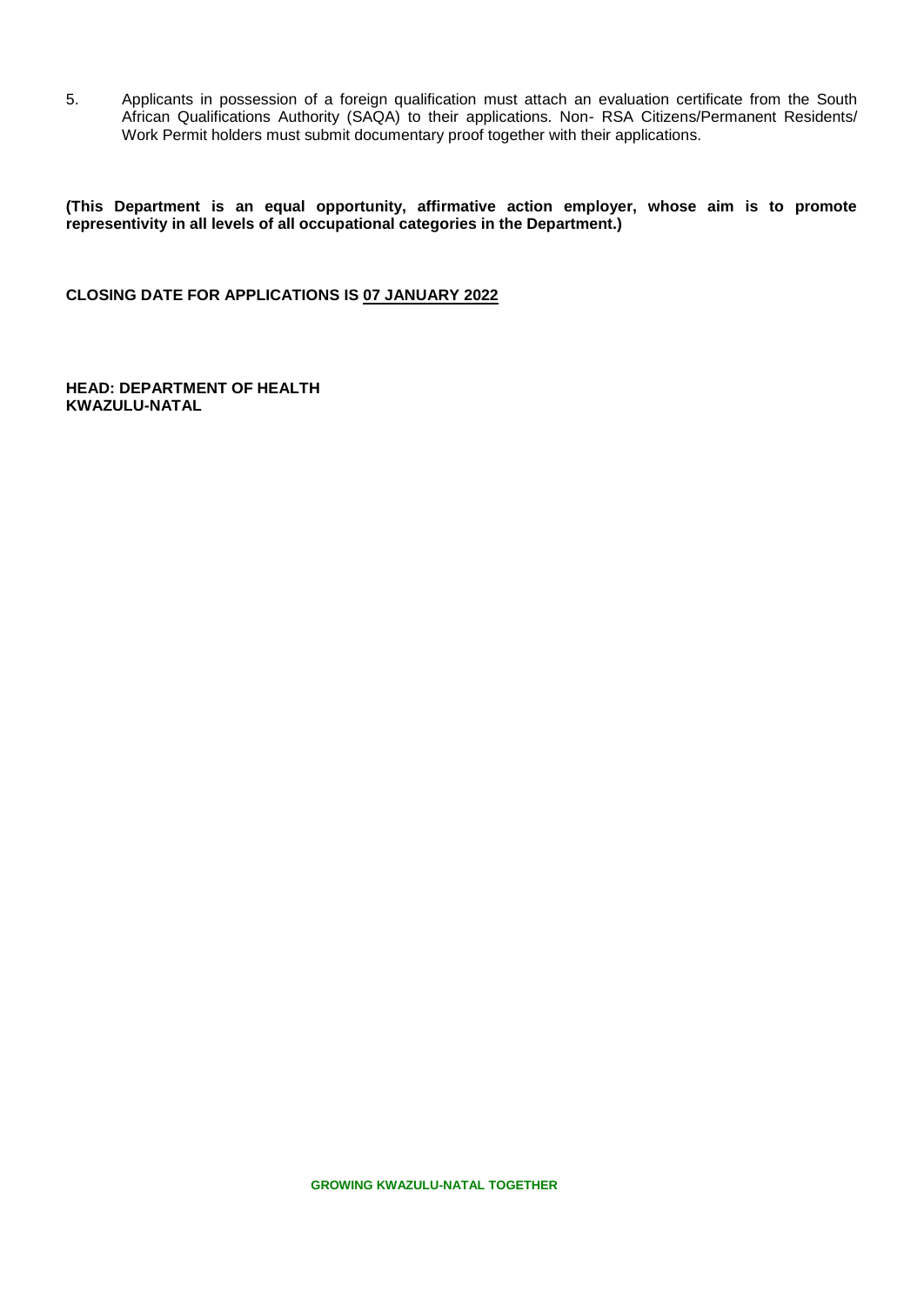5. Applicants in possession of a foreign qualification must attach an evaluation certificate from the South African Qualifications Authority (SAQA) to their applications. Non- RSA Citizens/Permanent Residents/ Work Permit holders must submit documentary proof together with their applications.

**(This Department is an equal opportunity, affirmative action employer, whose aim is to promote representivity in all levels of all occupational categories in the Department.)**

**CLOSING DATE FOR APPLICATIONS IS <u>07 JANUARY 2022</u>**

**HEAD: DEPARTMENT OF HEALTH**
**KWAZULU-NATAL**

**GROWING KWAZULU-NATAL TOGETHER**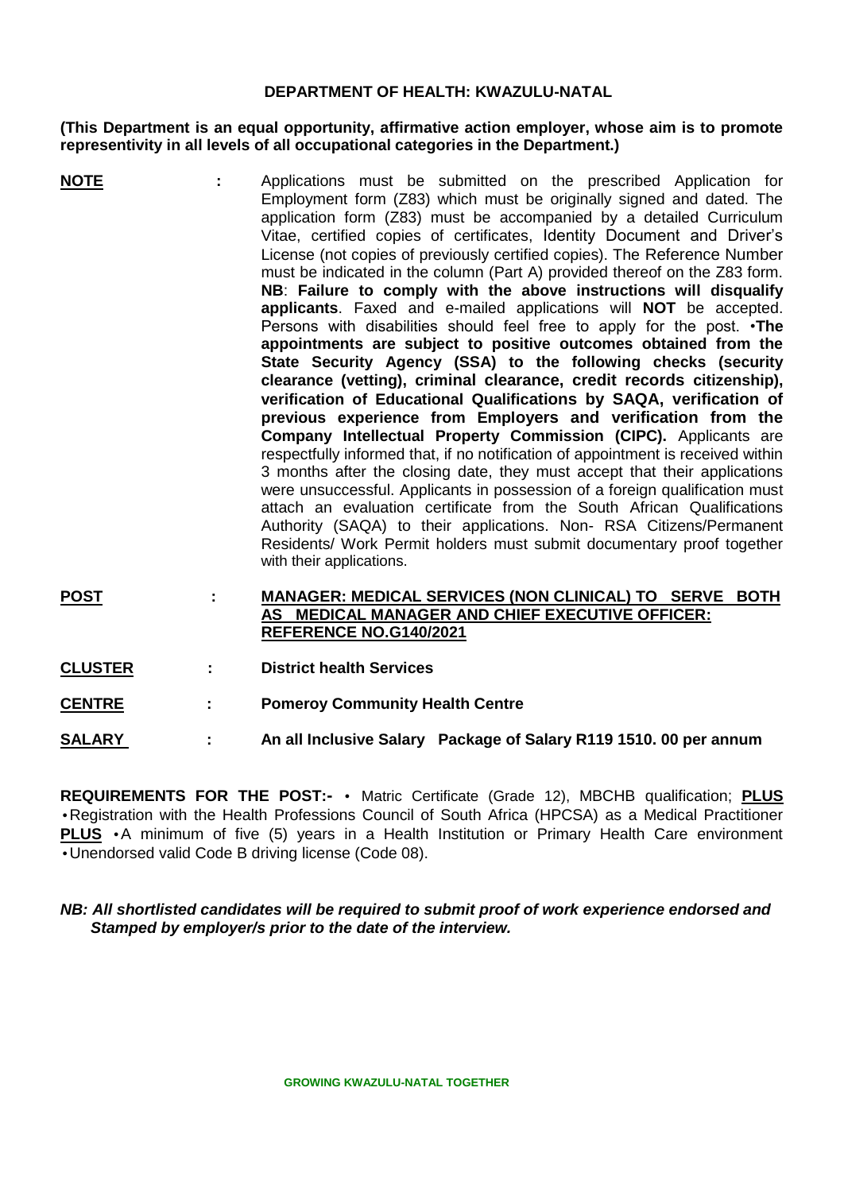**DEPARTMENT OF HEALTH: KWAZULU-NATAL**

**(This Department is an equal opportunity, affirmative action employer, whose aim is to promote representivity in all levels of all occupational categories in the Department.)**

**NOTE** : Applications must be submitted on the prescribed Application for Employment form (Z83) which must be originally signed and dated. The application form (Z83) must be accompanied by a detailed Curriculum Vitae, certified copies of certificates, Identity Document and Driver's License (not copies of previously certified copies). The Reference Number must be indicated in the column (Part A) provided thereof on the Z83 form. **NB**: **Failure to comply with the above instructions will disqualify applicants**. Faxed and e-mailed applications will **NOT** be accepted. Persons with disabilities should feel free to apply for the post. •**The appointments are subject to positive outcomes obtained from the State Security Agency (SSA) to the following checks (security clearance (vetting), criminal clearance, credit records citizenship), verification of Educational Qualifications by SAQA, verification of previous experience from Employers and verification from the Company Intellectual Property Commission (CIPC).** Applicants are respectfully informed that, if no notification of appointment is received within 3 months after the closing date, they must accept that their applications were unsuccessful. Applicants in possession of a foreign qualification must attach an evaluation certificate from the South African Qualifications Authority (SAQA) to their applications. Non- RSA Citizens/Permanent Residents/ Work Permit holders must submit documentary proof together with their applications.

**POST** : **MANAGER: MEDICAL SERVICES (NON CLINICAL) TO SERVE BOTH AS MEDICAL MANAGER AND CHIEF EXECUTIVE OFFICER: REFERENCE NO.G140/2021**

**CLUSTER** : **District health Services**

**CENTRE** : **Pomeroy Community Health Centre**

**SALARY** : **An all Inclusive Salary Package of Salary R119 1510. 00 per annum**

**REQUIREMENTS FOR THE POST:-** • Matric Certificate (Grade 12), MBCHB qualification; **PLUS** •Registration with the Health Professions Council of South Africa (HPCSA) as a Medical Practitioner **PLUS** •A minimum of five (5) years in a Health Institution or Primary Health Care environment •Unendorsed valid Code B driving license (Code 08).

***NB: All shortlisted candidates will be required to submit proof of work experience endorsed and Stamped by employer/s prior to the date of the interview.***

**GROWING KWAZULU-NATAL TOGETHER**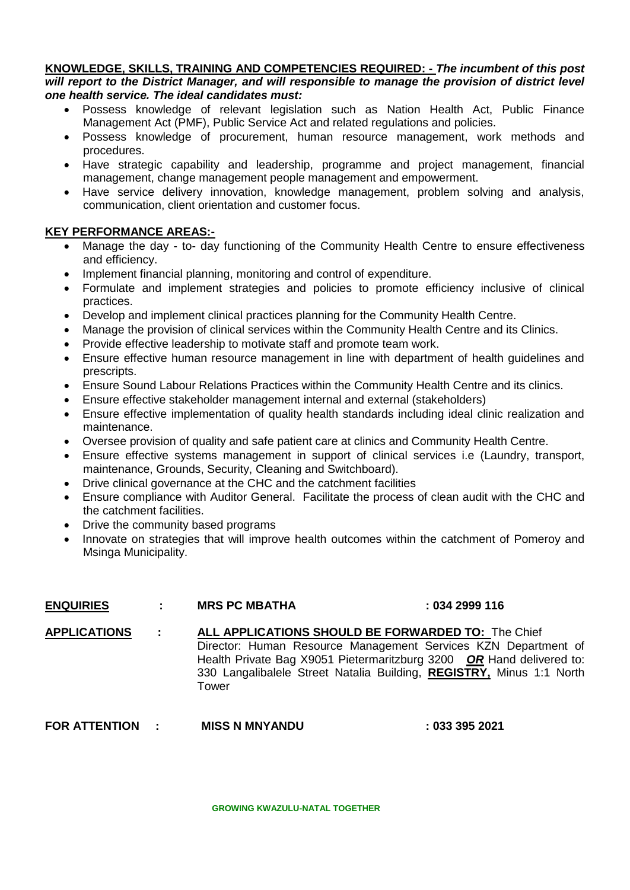**KNOWLEDGE, SKILLS, TRAINING AND COMPETENCIES REQUIRED: -** ***The incumbent of this post will report to the District Manager, and will responsible to manage the provision of district level one health service. The ideal candidates must:***

- Possess knowledge of relevant legislation such as Nation Health Act, Public Finance Management Act (PMF), Public Service Act and related regulations and policies.
- Possess knowledge of procurement, human resource management, work methods and procedures.
- Have strategic capability and leadership, programme and project management, financial management, change management people management and empowerment.
- Have service delivery innovation, knowledge management, problem solving and analysis, communication, client orientation and customer focus.

**KEY PERFORMANCE AREAS:-**

- Manage the day - to- day functioning of the Community Health Centre to ensure effectiveness and efficiency.
- Implement financial planning, monitoring and control of expenditure.
- Formulate and implement strategies and policies to promote efficiency inclusive of clinical practices.
- Develop and implement clinical practices planning for the Community Health Centre.
- Manage the provision of clinical services within the Community Health Centre and its Clinics.
- Provide effective leadership to motivate staff and promote team work.
- Ensure effective human resource management in line with department of health guidelines and prescripts.
- Ensure Sound Labour Relations Practices within the Community Health Centre and its clinics.
- Ensure effective stakeholder management internal and external (stakeholders)
- Ensure effective implementation of quality health standards including ideal clinic realization and maintenance.
- Oversee provision of quality and safe patient care at clinics and Community Health Centre.
- Ensure effective systems management in support of clinical services i.e (Laundry, transport, maintenance, Grounds, Security, Cleaning and Switchboard).
- Drive clinical governance at the CHC and the catchment facilities
- Ensure compliance with Auditor General. Facilitate the process of clean audit with the CHC and the catchment facilities.
- Drive the community based programs
- Innovate on strategies that will improve health outcomes within the catchment of Pomeroy and Msinga Municipality.

**ENQUIRIES** : **MRS PC MBATHA** : 034 2999 116

**APPLICATIONS** : **ALL APPLICATIONS SHOULD BE FORWARDED TO:** The Chief Director: Human Resource Management Services KZN Department of Health Private Bag X9051 Pietermaritzburg 3200 ***OR*** Hand delivered to: 330 Langalibalele Street Natalia Building, **REGISTRY,** Minus 1:1 North Tower

**FOR ATTENTION** : **MISS N MNYANDU** : 033 395 2021